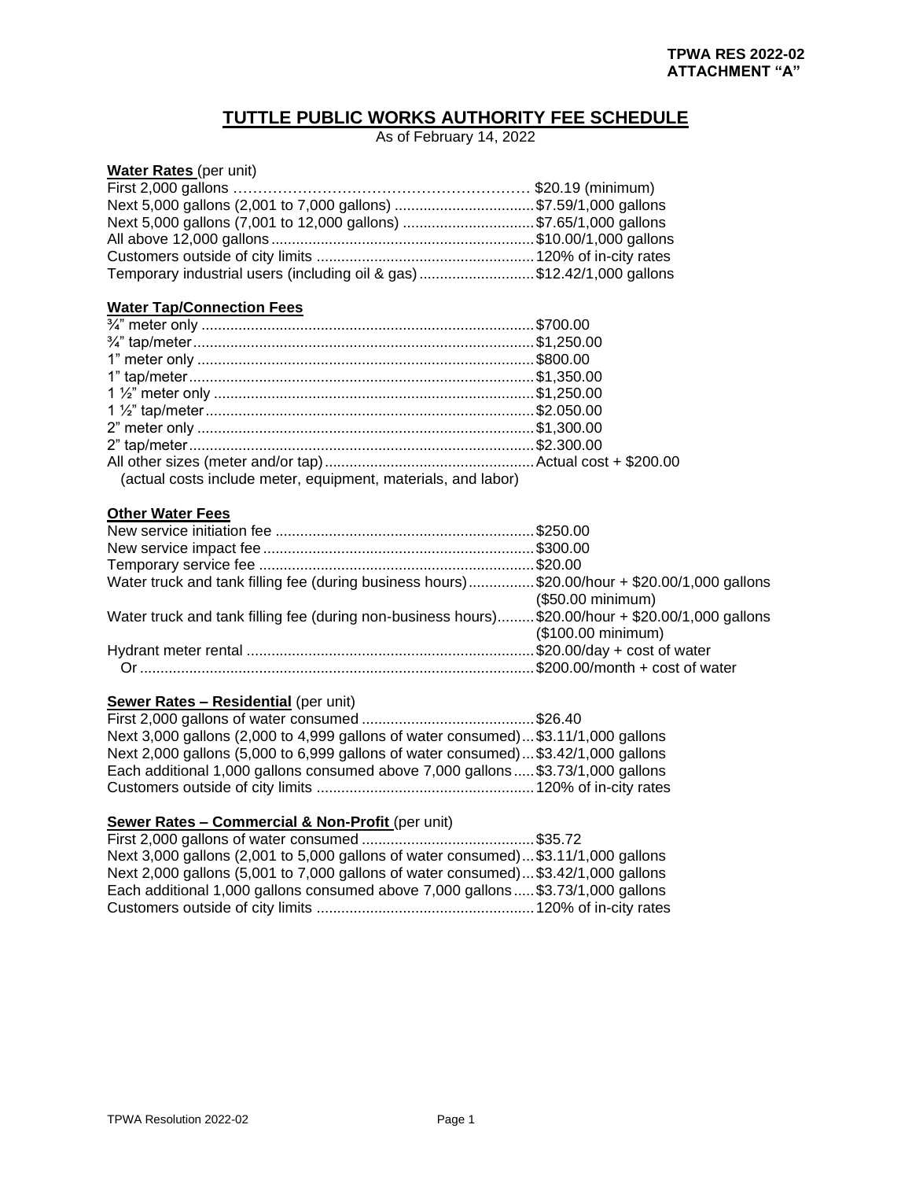**TPWA RES 2022-02**
**ATTACHMENT "A"**

# TUTTLE PUBLIC WORKS AUTHORITY FEE SCHEDULE

As of February 14, 2022

## Water Rates (per unit)

| | |
|---|---|
| First 2,000 gallons | $20.19 (minimum) |
| Next 5,000 gallons (2,001 to 7,000 gallons) | $7.59/1,000 gallons |
| Next 5,000 gallons (7,001 to 12,000 gallons) | $7.65/1,000 gallons |
| All above 12,000 gallons | $10.00/1,000 gallons |
| Customers outside of city limits | 120% of in-city rates |
| Temporary industrial users (including oil & gas) | $12.42/1,000 gallons |

## Water Tap/Connection Fees

| | |
|---|---|
| ¾" meter only | $700.00 |
| ¾" tap/meter | $1,250.00 |
| 1" meter only | $800.00 |
| 1" tap/meter | $1,350.00 |
| 1 ½" meter only | $1,250.00 |
| 1 ½" tap/meter | $2.050.00 |
| 2" meter only | $1,300.00 |
| 2" tap/meter | $2.300.00 |
| All other sizes (meter and/or tap) | Actual cost + $200.00 |

(actual costs include meter, equipment, materials, and labor)

## Other Water Fees

| | |
|---|---|
| New service initiation fee | $250.00 |
| New service impact fee | $300.00 |
| Temporary service fee | $20.00 |
| Water truck and tank filling fee (during business hours) | $20.00/hour + $20.00/1,000 gallons ($50.00 minimum) |
| Water truck and tank filling fee (during non-business hours) | $20.00/hour + $20.00/1,000 gallons ($100.00 minimum) |
| Hydrant meter rental | $20.00/day + cost of water |
| Or | $200.00/month + cost of water |

## Sewer Rates – Residential (per unit)

| | |
|---|---|
| First 2,000 gallons of water consumed | $26.40 |
| Next 3,000 gallons (2,000 to 4,999 gallons of water consumed) | $3.11/1,000 gallons |
| Next 2,000 gallons (5,000 to 6,999 gallons of water consumed) | $3.42/1,000 gallons |
| Each additional 1,000 gallons consumed above 7,000 gallons | $3.73/1,000 gallons |
| Customers outside of city limits | 120% of in-city rates |

## Sewer Rates – Commercial & Non-Profit (per unit)

| | |
|---|---|
| First 2,000 gallons of water consumed | $35.72 |
| Next 3,000 gallons (2,001 to 5,000 gallons of water consumed) | $3.11/1,000 gallons |
| Next 2,000 gallons (5,001 to 7,000 gallons of water consumed) | $3.42/1,000 gallons |
| Each additional 1,000 gallons consumed above 7,000 gallons | $3.73/1,000 gallons |
| Customers outside of city limits | 120% of in-city rates |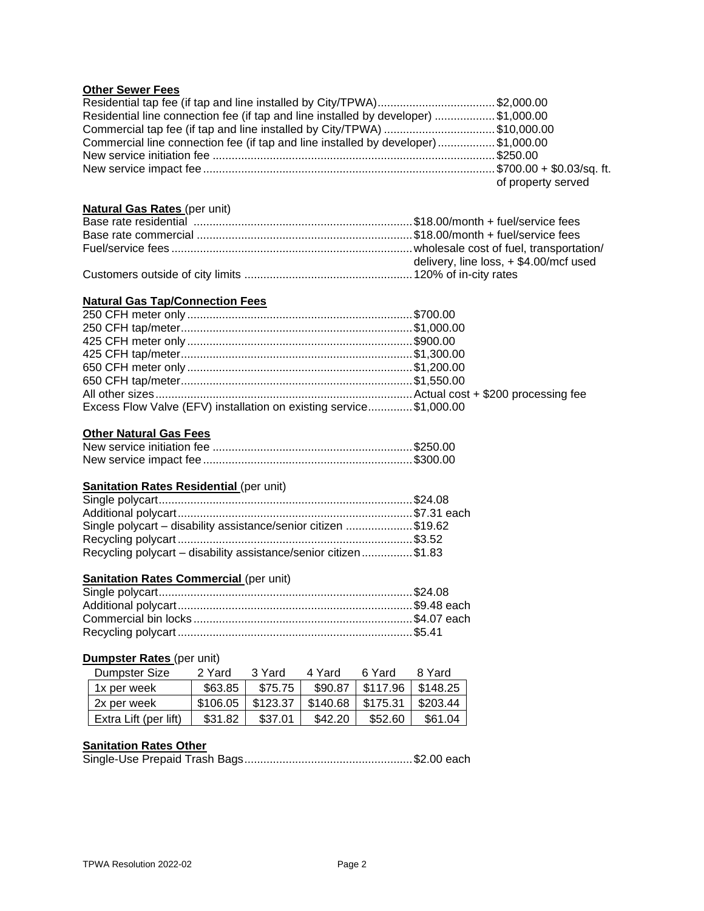**Other Sewer Fees**

Residential tap fee (if tap and line installed by City/TPWA) .................................... $2,000.00
Residential line connection fee (if tap and line installed by developer) .................. $1,000.00
Commercial tap fee (if tap and line installed by City/TPWA) .................................. $10,000.00
Commercial line connection fee (if tap and line installed by developer) ................. $1,000.00
New service initiation fee ........................................................................................ $250.00
New service impact fee ........................................................................................... $700.00 + $0.03/sq. ft. of property served

**Natural Gas Rates** (per unit)

Base rate residential .................................................................... $18.00/month + fuel/service fees
Base rate commercial ................................................................... $18.00/month + fuel/service fees
Fuel/service fees ........................................................................... wholesale cost of fuel, transportation/ delivery, line loss, + $4.00/mcf used
Customers outside of city limits .................................................... 120% of in-city rates

**Natural Gas Tap/Connection Fees**

250 CFH meter only ...................................................................... $700.00
250 CFH tap/meter ........................................................................ $1,000.00
425 CFH meter only ...................................................................... $900.00
425 CFH tap/meter ........................................................................ $1,300.00
650 CFH meter only ...................................................................... $1,200.00
650 CFH tap/meter ........................................................................ $1,550.00
All other sizes ................................................................................ Actual cost + $200 processing fee
Excess Flow Valve (EFV) installation on existing service ............. $1,000.00

**Other Natural Gas Fees**

New service initiation fee .............................................................. $250.00
New service impact fee ................................................................. $300.00

**Sanitation Rates Residential** (per unit)

Single polycart ............................................................................... $24.08
Additional polycart ......................................................................... $7.31 each
Single polycart – disability assistance/senior citizen ..................... $19.62
Recycling polycart ......................................................................... $3.52
Recycling polycart – disability assistance/senior citizen ................ $1.83

**Sanitation Rates Commercial** (per unit)

Single polycart ............................................................................... $24.08
Additional polycart ......................................................................... $9.48 each
Commercial bin locks .................................................................... $4.07 each
Recycling polycart ......................................................................... $5.41

**Dumpster Rates** (per unit)

| Dumpster Size | 2 Yard | 3 Yard | 4 Yard | 6 Yard | 8 Yard |
|---|---|---|---|---|---|
| 1x per week | $63.85 | $75.75 | $90.87 | $117.96 | $148.25 |
| 2x per week | $106.05 | $123.37 | $140.68 | $175.31 | $203.44 |
| Extra Lift (per lift) | $31.82 | $37.01 | $42.20 | $52.60 | $61.04 |

**Sanitation Rates Other**

Single-Use Prepaid Trash Bags .................................................... $2.00 each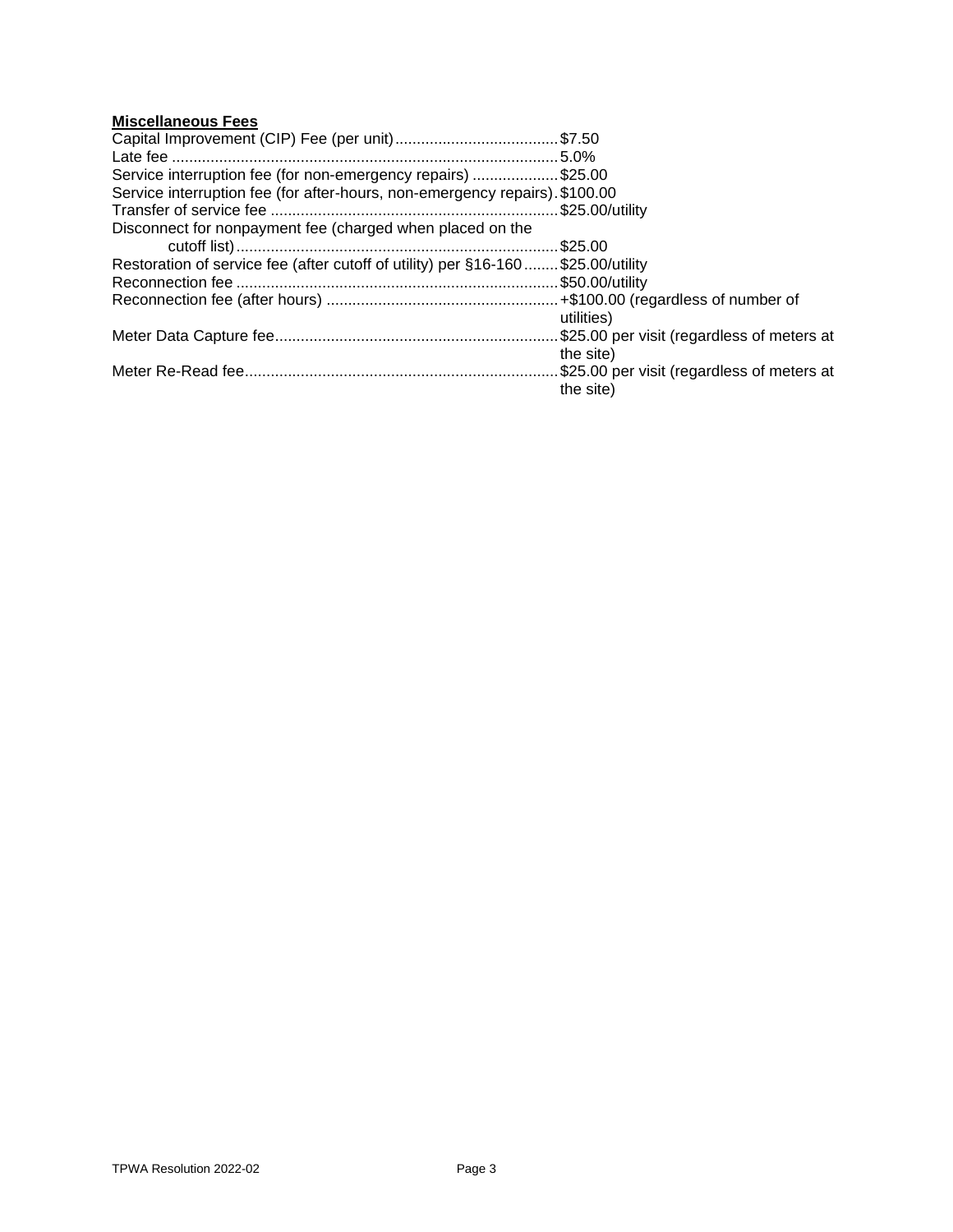**Miscellaneous Fees**

| | |
|---|---|
| Capital Improvement (CIP) Fee (per unit) | $7.50 |
| Late fee | 5.0% |
| Service interruption fee (for non-emergency repairs) | $25.00 |
| Service interruption fee (for after-hours, non-emergency repairs) | $100.00 |
| Transfer of service fee | $25.00/utility |
| Disconnect for nonpayment fee (charged when placed on the cutoff list) | $25.00 |
| Restoration of service fee (after cutoff of utility) per §16-160 | $25.00/utility |
| Reconnection fee | $50.00/utility |
| Reconnection fee (after hours) | +$100.00 (regardless of number of utilities) |
| Meter Data Capture fee | $25.00 per visit (regardless of meters at the site) |
| Meter Re-Read fee | $25.00 per visit (regardless of meters at the site) |